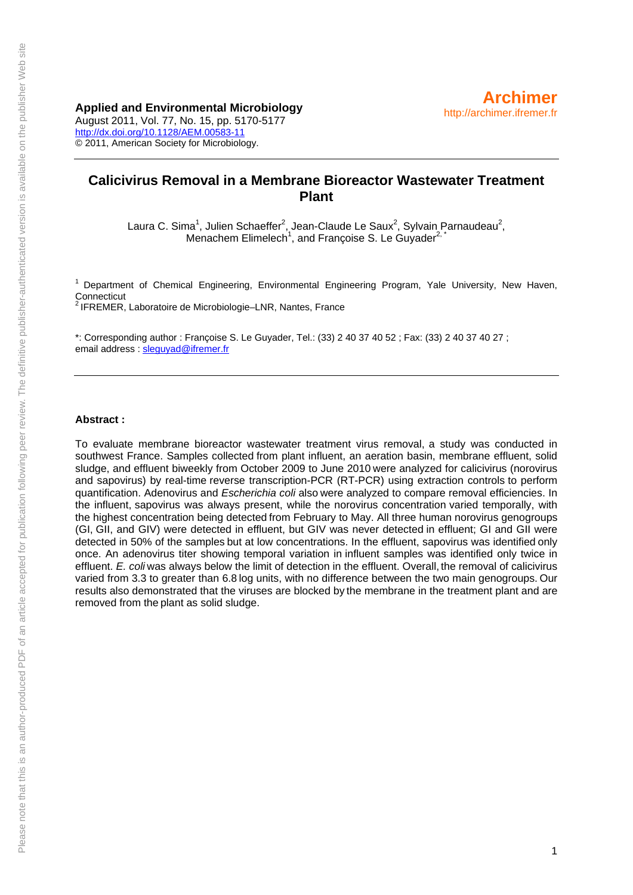**Applied and Environmental Microbiology**
August 2011, Vol. 77, No. 15, pp. 5170-5177
http://dx.doi.org/10.1128/AEM.00583-11
© 2011, American Society for Microbiology.

Archimer
http://archimer.ifremer.fr

# Calicivirus Removal in a Membrane Bioreactor Wastewater Treatment Plant

Laura C. Sima[1], Julien Schaeffer[2], Jean-Claude Le Saux[2], Sylvain Parnaudeau[2], Menachem Elimelech[1], and Françoise S. Le Guyader[2,*]

[1] Department of Chemical Engineering, Environmental Engineering Program, Yale University, New Haven, Connecticut
[2] IFREMER, Laboratoire de Microbiologie–LNR, Nantes, France

*: Corresponding author : Françoise S. Le Guyader, Tel.: (33) 2 40 37 40 52 ; Fax: (33) 2 40 37 40 27 ; email address : sleguyad@ifremer.fr

**Abstract :**

To evaluate membrane bioreactor wastewater treatment virus removal, a study was conducted in southwest France. Samples collected from plant influent, an aeration basin, membrane effluent, solid sludge, and effluent biweekly from October 2009 to June 2010 were analyzed for calicivirus (norovirus and sapovirus) by real-time reverse transcription-PCR (RT-PCR) using extraction controls to perform quantification. Adenovirus and *Escherichia coli* also were analyzed to compare removal efficiencies. In the influent, sapovirus was always present, while the norovirus concentration varied temporally, with the highest concentration being detected from February to May. All three human norovirus genogroups (GI, GII, and GIV) were detected in effluent, but GIV was never detected in effluent; GI and GII were detected in 50% of the samples but at low concentrations. In the effluent, sapovirus was identified only once. An adenovirus titer showing temporal variation in influent samples was identified only twice in effluent. *E. coli* was always below the limit of detection in the effluent. Overall, the removal of calicivirus varied from 3.3 to greater than 6.8 log units, with no difference between the two main genogroups. Our results also demonstrated that the viruses are blocked by the membrane in the treatment plant and are removed from the plant as solid sludge.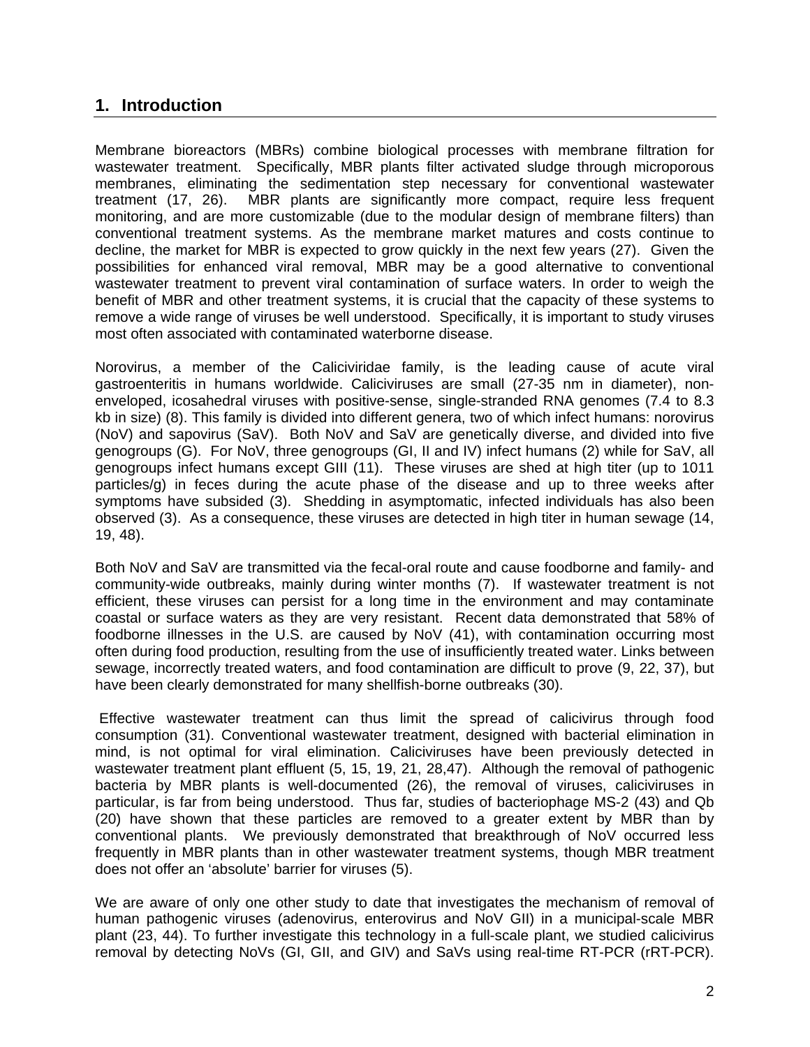## 1. Introduction

Membrane bioreactors (MBRs) combine biological processes with membrane filtration for wastewater treatment. Specifically, MBR plants filter activated sludge through microporous membranes, eliminating the sedimentation step necessary for conventional wastewater treatment (17, 26). MBR plants are significantly more compact, require less frequent monitoring, and are more customizable (due to the modular design of membrane filters) than conventional treatment systems. As the membrane market matures and costs continue to decline, the market for MBR is expected to grow quickly in the next few years (27). Given the possibilities for enhanced viral removal, MBR may be a good alternative to conventional wastewater treatment to prevent viral contamination of surface waters. In order to weigh the benefit of MBR and other treatment systems, it is crucial that the capacity of these systems to remove a wide range of viruses be well understood. Specifically, it is important to study viruses most often associated with contaminated waterborne disease.

Norovirus, a member of the Caliciviridae family, is the leading cause of acute viral gastroenteritis in humans worldwide. Caliciviruses are small (27-35 nm in diameter), non-enveloped, icosahedral viruses with positive-sense, single-stranded RNA genomes (7.4 to 8.3 kb in size) (8). This family is divided into different genera, two of which infect humans: norovirus (NoV) and sapovirus (SaV). Both NoV and SaV are genetically diverse, and divided into five genogroups (G). For NoV, three genogroups (GI, II and IV) infect humans (2) while for SaV, all genogroups infect humans except GIII (11). These viruses are shed at high titer (up to 1011 particles/g) in feces during the acute phase of the disease and up to three weeks after symptoms have subsided (3). Shedding in asymptomatic, infected individuals has also been observed (3). As a consequence, these viruses are detected in high titer in human sewage (14, 19, 48).

Both NoV and SaV are transmitted via the fecal-oral route and cause foodborne and family- and community-wide outbreaks, mainly during winter months (7). If wastewater treatment is not efficient, these viruses can persist for a long time in the environment and may contaminate coastal or surface waters as they are very resistant. Recent data demonstrated that 58% of foodborne illnesses in the U.S. are caused by NoV (41), with contamination occurring most often during food production, resulting from the use of insufficiently treated water. Links between sewage, incorrectly treated waters, and food contamination are difficult to prove (9, 22, 37), but have been clearly demonstrated for many shellfish-borne outbreaks (30).

Effective wastewater treatment can thus limit the spread of calicivirus through food consumption (31). Conventional wastewater treatment, designed with bacterial elimination in mind, is not optimal for viral elimination. Caliciviruses have been previously detected in wastewater treatment plant effluent (5, 15, 19, 21, 28,47). Although the removal of pathogenic bacteria by MBR plants is well-documented (26), the removal of viruses, caliciviruses in particular, is far from being understood. Thus far, studies of bacteriophage MS-2 (43) and Qb (20) have shown that these particles are removed to a greater extent by MBR than by conventional plants. We previously demonstrated that breakthrough of NoV occurred less frequently in MBR plants than in other wastewater treatment systems, though MBR treatment does not offer an 'absolute' barrier for viruses (5).

We are aware of only one other study to date that investigates the mechanism of removal of human pathogenic viruses (adenovirus, enterovirus and NoV GII) in a municipal-scale MBR plant (23, 44). To further investigate this technology in a full-scale plant, we studied calicivirus removal by detecting NoVs (GI, GII, and GIV) and SaVs using real-time RT-PCR (rRT-PCR).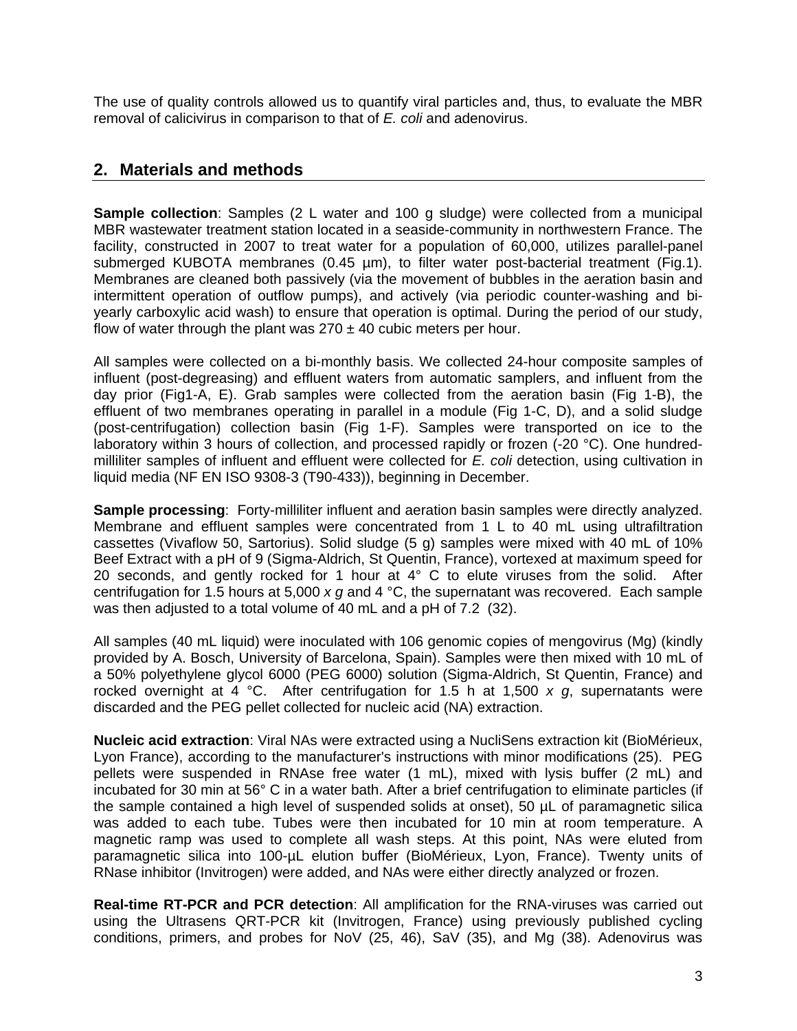The use of quality controls allowed us to quantify viral particles and, thus, to evaluate the MBR removal of calicivirus in comparison to that of *E. coli* and adenovirus.

## 2. Materials and methods

**Sample collection**: Samples (2 L water and 100 g sludge) were collected from a municipal MBR wastewater treatment station located in a seaside-community in northwestern France. The facility, constructed in 2007 to treat water for a population of 60,000, utilizes parallel-panel submerged KUBOTA membranes (0.45 µm), to filter water post-bacterial treatment (Fig.1). Membranes are cleaned both passively (via the movement of bubbles in the aeration basin and intermittent operation of outflow pumps), and actively (via periodic counter-washing and bi-yearly carboxylic acid wash) to ensure that operation is optimal. During the period of our study, flow of water through the plant was 270 ± 40 cubic meters per hour.

All samples were collected on a bi-monthly basis. We collected 24-hour composite samples of influent (post-degreasing) and effluent waters from automatic samplers, and influent from the day prior (Fig1-A, E). Grab samples were collected from the aeration basin (Fig 1-B), the effluent of two membranes operating in parallel in a module (Fig 1-C, D), and a solid sludge (post-centrifugation) collection basin (Fig 1-F). Samples were transported on ice to the laboratory within 3 hours of collection, and processed rapidly or frozen (-20 °C). One hundred-milliliter samples of influent and effluent were collected for *E. coli* detection, using cultivation in liquid media (NF EN ISO 9308-3 (T90-433)), beginning in December.

**Sample processing**: Forty-milliliter influent and aeration basin samples were directly analyzed. Membrane and effluent samples were concentrated from 1 L to 40 mL using ultrafiltration cassettes (Vivaflow 50, Sartorius). Solid sludge (5 g) samples were mixed with 40 mL of 10% Beef Extract with a pH of 9 (Sigma-Aldrich, St Quentin, France), vortexed at maximum speed for 20 seconds, and gently rocked for 1 hour at 4° C to elute viruses from the solid. After centrifugation for 1.5 hours at 5,000 *x g* and 4 °C, the supernatant was recovered. Each sample was then adjusted to a total volume of 40 mL and a pH of 7.2 (32).

All samples (40 mL liquid) were inoculated with 106 genomic copies of mengovirus (Mg) (kindly provided by A. Bosch, University of Barcelona, Spain). Samples were then mixed with 10 mL of a 50% polyethylene glycol 6000 (PEG 6000) solution (Sigma-Aldrich, St Quentin, France) and rocked overnight at 4 °C. After centrifugation for 1.5 h at 1,500 *x g*, supernatants were discarded and the PEG pellet collected for nucleic acid (NA) extraction.

**Nucleic acid extraction**: Viral NAs were extracted using a NucliSens extraction kit (BioMérieux, Lyon France), according to the manufacturer's instructions with minor modifications (25). PEG pellets were suspended in RNAse free water (1 mL), mixed with lysis buffer (2 mL) and incubated for 30 min at 56° C in a water bath. After a brief centrifugation to eliminate particles (if the sample contained a high level of suspended solids at onset), 50 µL of paramagnetic silica was added to each tube. Tubes were then incubated for 10 min at room temperature. A magnetic ramp was used to complete all wash steps. At this point, NAs were eluted from paramagnetic silica into 100-µL elution buffer (BioMérieux, Lyon, France). Twenty units of RNase inhibitor (Invitrogen) were added, and NAs were either directly analyzed or frozen.

**Real-time RT-PCR and PCR detection**: All amplification for the RNA-viruses was carried out using the Ultrasens QRT-PCR kit (Invitrogen, France) using previously published cycling conditions, primers, and probes for NoV (25, 46), SaV (35), and Mg (38). Adenovirus was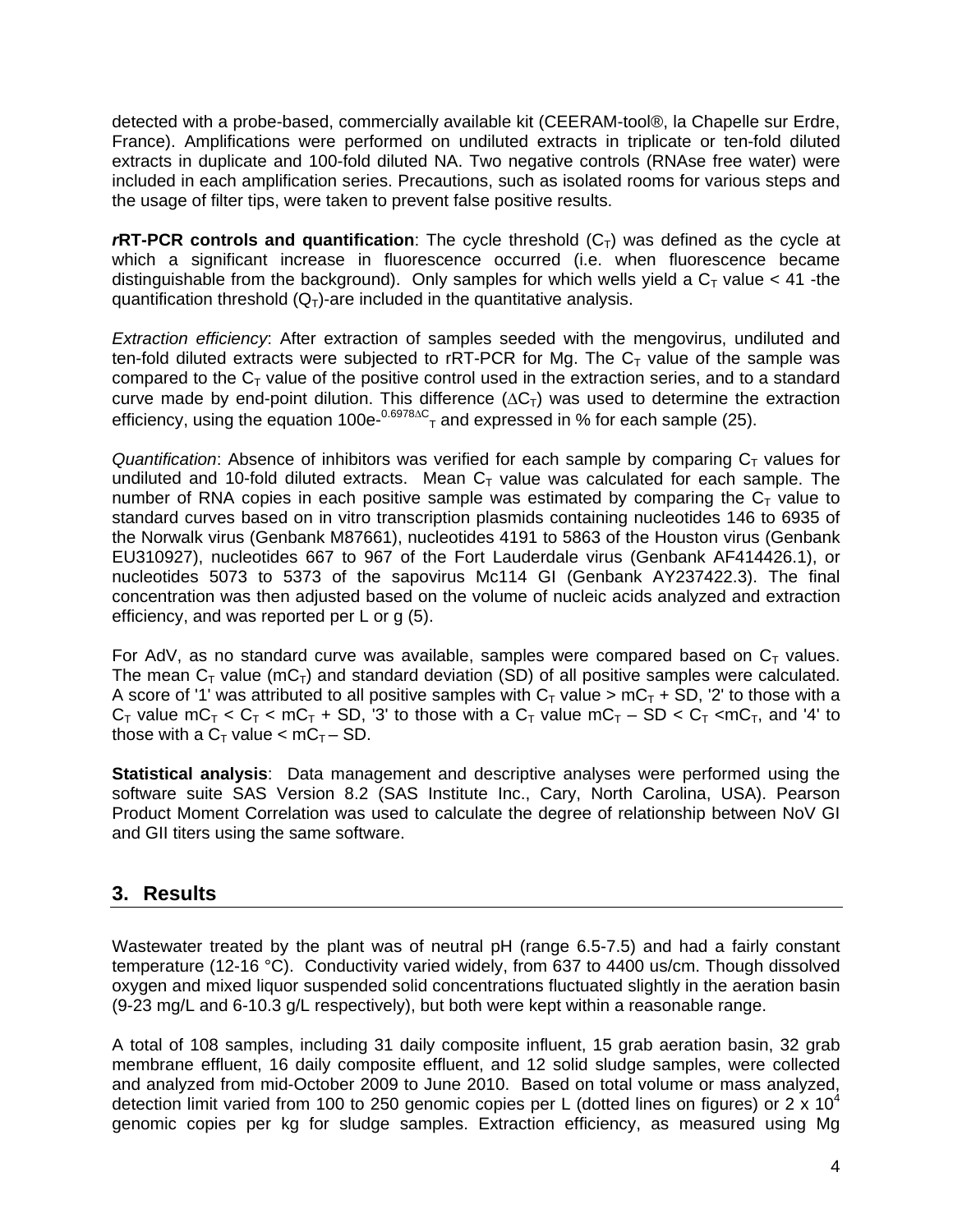detected with a probe-based, commercially available kit (CEERAM-tool®, la Chapelle sur Erdre, France). Amplifications were performed on undiluted extracts in triplicate or ten-fold diluted extracts in duplicate and 100-fold diluted NA. Two negative controls (RNAse free water) were included in each amplification series. Precautions, such as isolated rooms for various steps and the usage of filter tips, were taken to prevent false positive results.

***r*RT-PCR controls and quantification**: The cycle threshold ($C_T$) was defined as the cycle at which a significant increase in fluorescence occurred (i.e. when fluorescence became distinguishable from the background). Only samples for which wells yield a $C_T$ value < 41 -the quantification threshold ($Q_T$)-are included in the quantitative analysis.

*Extraction efficiency*: After extraction of samples seeded with the mengovirus, undiluted and ten-fold diluted extracts were subjected to rRT-PCR for Mg. The $C_T$ value of the sample was compared to the $C_T$ value of the positive control used in the extraction series, and to a standard curve made by end-point dilution. This difference ($\Delta C_T$) was used to determine the extraction efficiency, using the equation $100e^{-0.6978\Delta C_T}$ and expressed in % for each sample (25).

*Quantification*: Absence of inhibitors was verified for each sample by comparing $C_T$ values for undiluted and 10-fold diluted extracts. Mean $C_T$ value was calculated for each sample. The number of RNA copies in each positive sample was estimated by comparing the $C_T$ value to standard curves based on in vitro transcription plasmids containing nucleotides 146 to 6935 of the Norwalk virus (Genbank M87661), nucleotides 4191 to 5863 of the Houston virus (Genbank EU310927), nucleotides 667 to 967 of the Fort Lauderdale virus (Genbank AF414426.1), or nucleotides 5073 to 5373 of the sapovirus Mc114 GI (Genbank AY237422.3). The final concentration was then adjusted based on the volume of nucleic acids analyzed and extraction efficiency, and was reported per L or g (5).

For AdV, as no standard curve was available, samples were compared based on $C_T$ values. The mean $C_T$ value ($mC_T$) and standard deviation (SD) of all positive samples were calculated. A score of '1' was attributed to all positive samples with $C_T$ value > $mC_T$ + SD, '2' to those with a $C_T$ value $mC_T < C_T < mC_T + SD$, '3' to those with a $C_T$ value $mC_T - SD < C_T < mC_T$, and '4' to those with a $C_T$ value < $mC_T - SD$.

**Statistical analysis**: Data management and descriptive analyses were performed using the software suite SAS Version 8.2 (SAS Institute Inc., Cary, North Carolina, USA). Pearson Product Moment Correlation was used to calculate the degree of relationship between NoV GI and GII titers using the same software.

## 3. Results

Wastewater treated by the plant was of neutral pH (range 6.5-7.5) and had a fairly constant temperature (12-16 °C). Conductivity varied widely, from 637 to 4400 us/cm. Though dissolved oxygen and mixed liquor suspended solid concentrations fluctuated slightly in the aeration basin (9-23 mg/L and 6-10.3 g/L respectively), but both were kept within a reasonable range.

A total of 108 samples, including 31 daily composite influent, 15 grab aeration basin, 32 grab membrane effluent, 16 daily composite effluent, and 12 solid sludge samples, were collected and analyzed from mid-October 2009 to June 2010. Based on total volume or mass analyzed, detection limit varied from 100 to 250 genomic copies per L (dotted lines on figures) or $2 \times 10^4$ genomic copies per kg for sludge samples. Extraction efficiency, as measured using Mg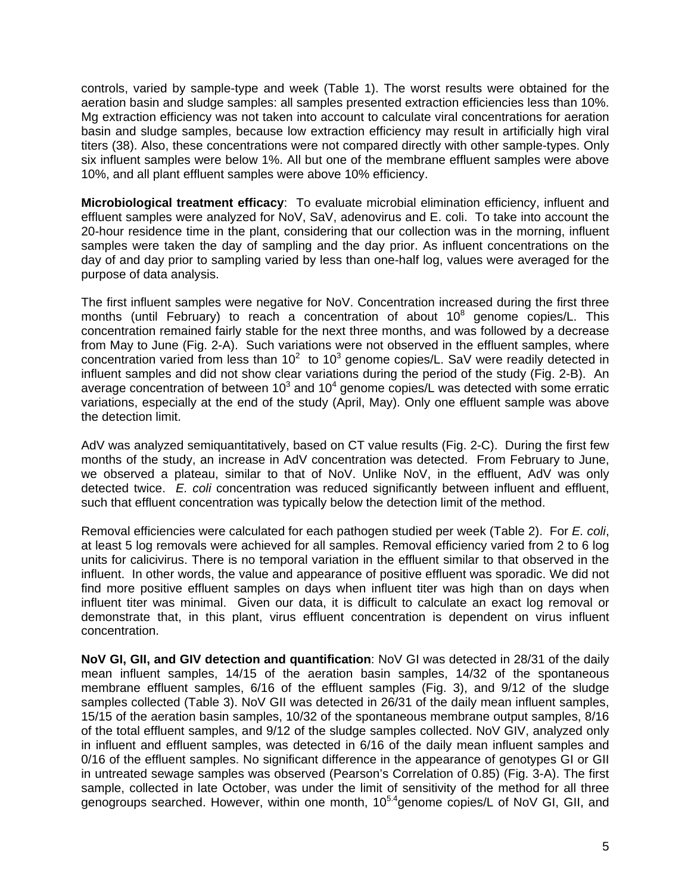controls, varied by sample-type and week (Table 1). The worst results were obtained for the aeration basin and sludge samples: all samples presented extraction efficiencies less than 10%. Mg extraction efficiency was not taken into account to calculate viral concentrations for aeration basin and sludge samples, because low extraction efficiency may result in artificially high viral titers (38). Also, these concentrations were not compared directly with other sample-types. Only six influent samples were below 1%. All but one of the membrane effluent samples were above 10%, and all plant effluent samples were above 10% efficiency.

**Microbiological treatment efficacy**: To evaluate microbial elimination efficiency, influent and effluent samples were analyzed for NoV, SaV, adenovirus and E. coli. To take into account the 20-hour residence time in the plant, considering that our collection was in the morning, influent samples were taken the day of sampling and the day prior. As influent concentrations on the day of and day prior to sampling varied by less than one-half log, values were averaged for the purpose of data analysis.

The first influent samples were negative for NoV. Concentration increased during the first three months (until February) to reach a concentration of about $10^8$ genome copies/L. This concentration remained fairly stable for the next three months, and was followed by a decrease from May to June (Fig. 2-A). Such variations were not observed in the effluent samples, where concentration varied from less than $10^2$ to $10^3$ genome copies/L. SaV were readily detected in influent samples and did not show clear variations during the period of the study (Fig. 2-B). An average concentration of between $10^3$ and $10^4$ genome copies/L was detected with some erratic variations, especially at the end of the study (April, May). Only one effluent sample was above the detection limit.

AdV was analyzed semiquantitatively, based on CT value results (Fig. 2-C). During the first few months of the study, an increase in AdV concentration was detected. From February to June, we observed a plateau, similar to that of NoV. Unlike NoV, in the effluent, AdV was only detected twice. *E. coli* concentration was reduced significantly between influent and effluent, such that effluent concentration was typically below the detection limit of the method.

Removal efficiencies were calculated for each pathogen studied per week (Table 2). For *E. coli*, at least 5 log removals were achieved for all samples. Removal efficiency varied from 2 to 6 log units for calicivirus. There is no temporal variation in the effluent similar to that observed in the influent. In other words, the value and appearance of positive effluent was sporadic. We did not find more positive effluent samples on days when influent titer was high than on days when influent titer was minimal. Given our data, it is difficult to calculate an exact log removal or demonstrate that, in this plant, virus effluent concentration is dependent on virus influent concentration.

**NoV GI, GII, and GIV detection and quantification**: NoV GI was detected in 28/31 of the daily mean influent samples, 14/15 of the aeration basin samples, 14/32 of the spontaneous membrane effluent samples, 6/16 of the effluent samples (Fig. 3), and 9/12 of the sludge samples collected (Table 3). NoV GII was detected in 26/31 of the daily mean influent samples, 15/15 of the aeration basin samples, 10/32 of the spontaneous membrane output samples, 8/16 of the total effluent samples, and 9/12 of the sludge samples collected. NoV GIV, analyzed only in influent and effluent samples, was detected in 6/16 of the daily mean influent samples and 0/16 of the effluent samples. No significant difference in the appearance of genotypes GI or GII in untreated sewage samples was observed (Pearson's Correlation of 0.85) (Fig. 3-A). The first sample, collected in late October, was under the limit of sensitivity of the method for all three genogroups searched. However, within one month, $10^{5.4}$ genome copies/L of NoV GI, GII, and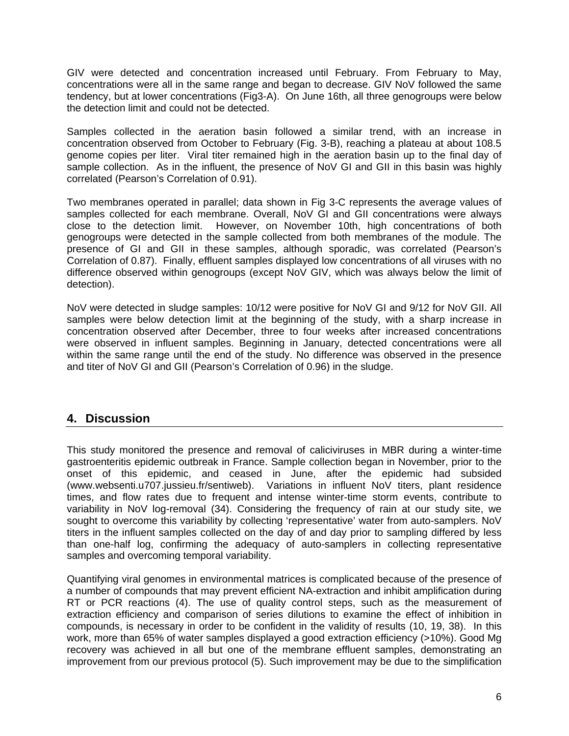GIV were detected and concentration increased until February. From February to May, concentrations were all in the same range and began to decrease. GIV NoV followed the same tendency, but at lower concentrations (Fig3-A). On June 16th, all three genogroups were below the detection limit and could not be detected.

Samples collected in the aeration basin followed a similar trend, with an increase in concentration observed from October to February (Fig. 3-B), reaching a plateau at about 108.5 genome copies per liter. Viral titer remained high in the aeration basin up to the final day of sample collection. As in the influent, the presence of NoV GI and GII in this basin was highly correlated (Pearson's Correlation of 0.91).

Two membranes operated in parallel; data shown in Fig 3-C represents the average values of samples collected for each membrane. Overall, NoV GI and GII concentrations were always close to the detection limit. However, on November 10th, high concentrations of both genogroups were detected in the sample collected from both membranes of the module. The presence of GI and GII in these samples, although sporadic, was correlated (Pearson's Correlation of 0.87). Finally, effluent samples displayed low concentrations of all viruses with no difference observed within genogroups (except NoV GIV, which was always below the limit of detection).

NoV were detected in sludge samples: 10/12 were positive for NoV GI and 9/12 for NoV GII. All samples were below detection limit at the beginning of the study, with a sharp increase in concentration observed after December, three to four weeks after increased concentrations were observed in influent samples. Beginning in January, detected concentrations were all within the same range until the end of the study. No difference was observed in the presence and titer of NoV GI and GII (Pearson's Correlation of 0.96) in the sludge.

## 4. Discussion

This study monitored the presence and removal of caliciviruses in MBR during a winter-time gastroenteritis epidemic outbreak in France. Sample collection began in November, prior to the onset of this epidemic, and ceased in June, after the epidemic had subsided (www.websenti.u707.jussieu.fr/sentiweb). Variations in influent NoV titers, plant residence times, and flow rates due to frequent and intense winter-time storm events, contribute to variability in NoV log-removal (34). Considering the frequency of rain at our study site, we sought to overcome this variability by collecting 'representative' water from auto-samplers. NoV titers in the influent samples collected on the day of and day prior to sampling differed by less than one-half log, confirming the adequacy of auto-samplers in collecting representative samples and overcoming temporal variability.

Quantifying viral genomes in environmental matrices is complicated because of the presence of a number of compounds that may prevent efficient NA-extraction and inhibit amplification during RT or PCR reactions (4). The use of quality control steps, such as the measurement of extraction efficiency and comparison of series dilutions to examine the effect of inhibition in compounds, is necessary in order to be confident in the validity of results (10, 19, 38). In this work, more than 65% of water samples displayed a good extraction efficiency (>10%). Good Mg recovery was achieved in all but one of the membrane effluent samples, demonstrating an improvement from our previous protocol (5). Such improvement may be due to the simplification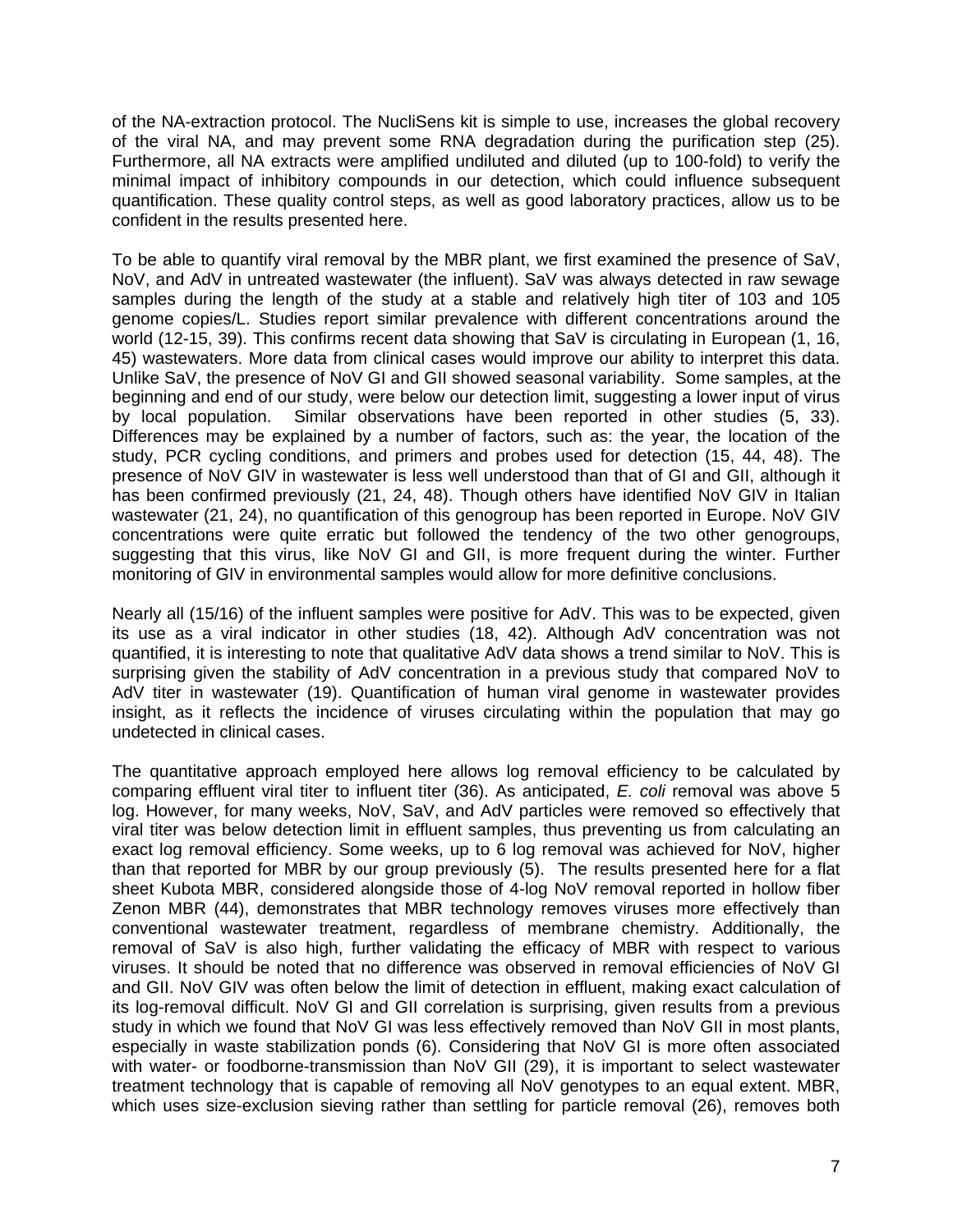of the NA-extraction protocol. The NucliSens kit is simple to use, increases the global recovery of the viral NA, and may prevent some RNA degradation during the purification step (25). Furthermore, all NA extracts were amplified undiluted and diluted (up to 100-fold) to verify the minimal impact of inhibitory compounds in our detection, which could influence subsequent quantification. These quality control steps, as well as good laboratory practices, allow us to be confident in the results presented here.

To be able to quantify viral removal by the MBR plant, we first examined the presence of SaV, NoV, and AdV in untreated wastewater (the influent). SaV was always detected in raw sewage samples during the length of the study at a stable and relatively high titer of 103 and 105 genome copies/L. Studies report similar prevalence with different concentrations around the world (12-15, 39). This confirms recent data showing that SaV is circulating in European (1, 16, 45) wastewaters. More data from clinical cases would improve our ability to interpret this data. Unlike SaV, the presence of NoV GI and GII showed seasonal variability. Some samples, at the beginning and end of our study, were below our detection limit, suggesting a lower input of virus by local population. Similar observations have been reported in other studies (5, 33). Differences may be explained by a number of factors, such as: the year, the location of the study, PCR cycling conditions, and primers and probes used for detection (15, 44, 48). The presence of NoV GIV in wastewater is less well understood than that of GI and GII, although it has been confirmed previously (21, 24, 48). Though others have identified NoV GIV in Italian wastewater (21, 24), no quantification of this genogroup has been reported in Europe. NoV GIV concentrations were quite erratic but followed the tendency of the two other genogroups, suggesting that this virus, like NoV GI and GII, is more frequent during the winter. Further monitoring of GIV in environmental samples would allow for more definitive conclusions.

Nearly all (15/16) of the influent samples were positive for AdV. This was to be expected, given its use as a viral indicator in other studies (18, 42). Although AdV concentration was not quantified, it is interesting to note that qualitative AdV data shows a trend similar to NoV. This is surprising given the stability of AdV concentration in a previous study that compared NoV to AdV titer in wastewater (19). Quantification of human viral genome in wastewater provides insight, as it reflects the incidence of viruses circulating within the population that may go undetected in clinical cases.

The quantitative approach employed here allows log removal efficiency to be calculated by comparing effluent viral titer to influent titer (36). As anticipated, *E. coli* removal was above 5 log. However, for many weeks, NoV, SaV, and AdV particles were removed so effectively that viral titer was below detection limit in effluent samples, thus preventing us from calculating an exact log removal efficiency. Some weeks, up to 6 log removal was achieved for NoV, higher than that reported for MBR by our group previously (5). The results presented here for a flat sheet Kubota MBR, considered alongside those of 4-log NoV removal reported in hollow fiber Zenon MBR (44), demonstrates that MBR technology removes viruses more effectively than conventional wastewater treatment, regardless of membrane chemistry. Additionally, the removal of SaV is also high, further validating the efficacy of MBR with respect to various viruses. It should be noted that no difference was observed in removal efficiencies of NoV GI and GII. NoV GIV was often below the limit of detection in effluent, making exact calculation of its log-removal difficult. NoV GI and GII correlation is surprising, given results from a previous study in which we found that NoV GI was less effectively removed than NoV GII in most plants, especially in waste stabilization ponds (6). Considering that NoV GI is more often associated with water- or foodborne-transmission than NoV GII (29), it is important to select wastewater treatment technology that is capable of removing all NoV genotypes to an equal extent. MBR, which uses size-exclusion sieving rather than settling for particle removal (26), removes both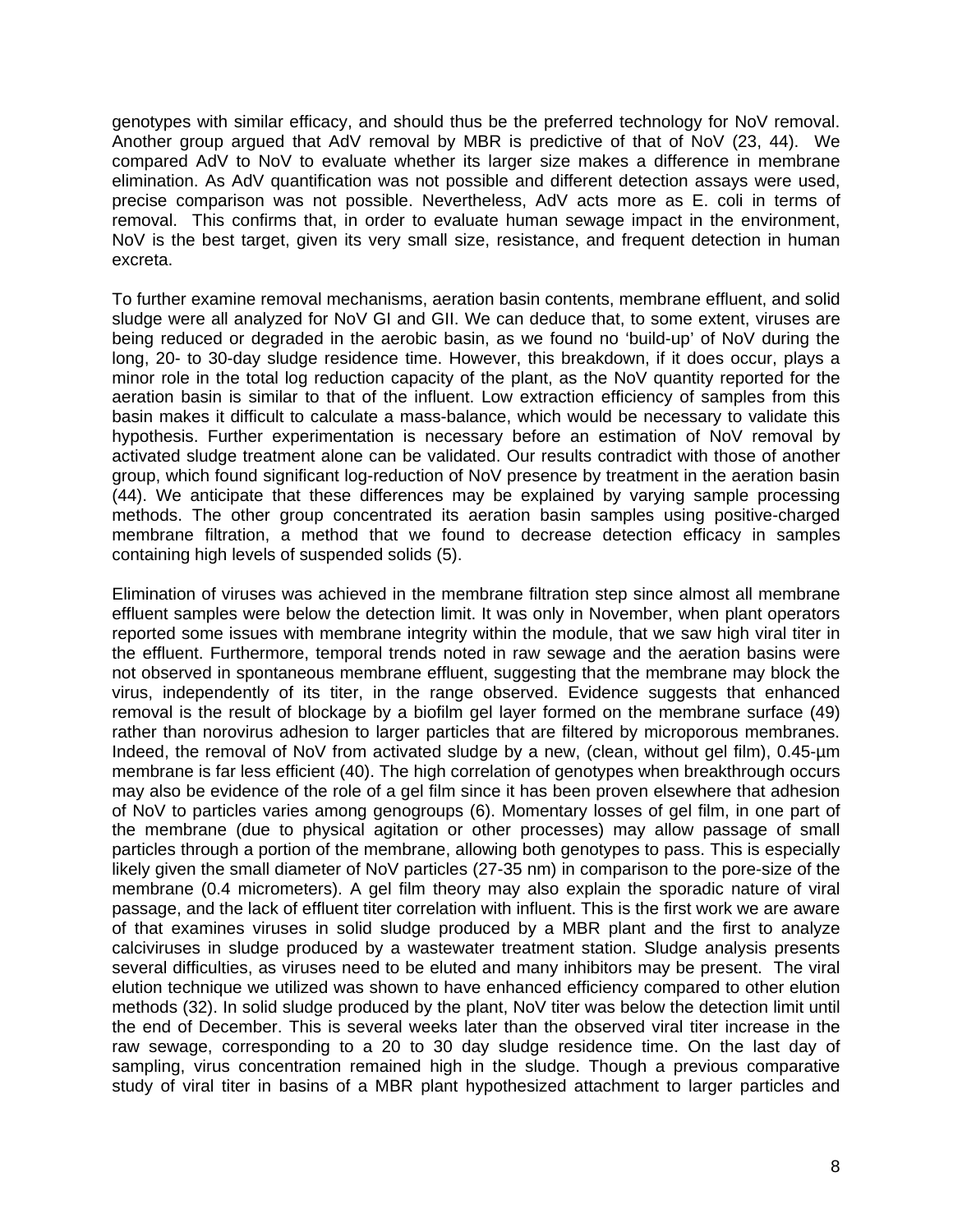genotypes with similar efficacy, and should thus be the preferred technology for NoV removal. Another group argued that AdV removal by MBR is predictive of that of NoV (23, 44). We compared AdV to NoV to evaluate whether its larger size makes a difference in membrane elimination. As AdV quantification was not possible and different detection assays were used, precise comparison was not possible. Nevertheless, AdV acts more as E. coli in terms of removal. This confirms that, in order to evaluate human sewage impact in the environment, NoV is the best target, given its very small size, resistance, and frequent detection in human excreta.

To further examine removal mechanisms, aeration basin contents, membrane effluent, and solid sludge were all analyzed for NoV GI and GII. We can deduce that, to some extent, viruses are being reduced or degraded in the aerobic basin, as we found no 'build-up' of NoV during the long, 20- to 30-day sludge residence time. However, this breakdown, if it does occur, plays a minor role in the total log reduction capacity of the plant, as the NoV quantity reported for the aeration basin is similar to that of the influent. Low extraction efficiency of samples from this basin makes it difficult to calculate a mass-balance, which would be necessary to validate this hypothesis. Further experimentation is necessary before an estimation of NoV removal by activated sludge treatment alone can be validated. Our results contradict with those of another group, which found significant log-reduction of NoV presence by treatment in the aeration basin (44). We anticipate that these differences may be explained by varying sample processing methods. The other group concentrated its aeration basin samples using positive-charged membrane filtration, a method that we found to decrease detection efficacy in samples containing high levels of suspended solids (5).

Elimination of viruses was achieved in the membrane filtration step since almost all membrane effluent samples were below the detection limit. It was only in November, when plant operators reported some issues with membrane integrity within the module, that we saw high viral titer in the effluent. Furthermore, temporal trends noted in raw sewage and the aeration basins were not observed in spontaneous membrane effluent, suggesting that the membrane may block the virus, independently of its titer, in the range observed. Evidence suggests that enhanced removal is the result of blockage by a biofilm gel layer formed on the membrane surface (49) rather than norovirus adhesion to larger particles that are filtered by microporous membranes. Indeed, the removal of NoV from activated sludge by a new, (clean, without gel film), 0.45-µm membrane is far less efficient (40). The high correlation of genotypes when breakthrough occurs may also be evidence of the role of a gel film since it has been proven elsewhere that adhesion of NoV to particles varies among genogroups (6). Momentary losses of gel film, in one part of the membrane (due to physical agitation or other processes) may allow passage of small particles through a portion of the membrane, allowing both genotypes to pass. This is especially likely given the small diameter of NoV particles (27-35 nm) in comparison to the pore-size of the membrane (0.4 micrometers). A gel film theory may also explain the sporadic nature of viral passage, and the lack of effluent titer correlation with influent. This is the first work we are aware of that examines viruses in solid sludge produced by a MBR plant and the first to analyze calciviruses in sludge produced by a wastewater treatment station. Sludge analysis presents several difficulties, as viruses need to be eluted and many inhibitors may be present. The viral elution technique we utilized was shown to have enhanced efficiency compared to other elution methods (32). In solid sludge produced by the plant, NoV titer was below the detection limit until the end of December. This is several weeks later than the observed viral titer increase in the raw sewage, corresponding to a 20 to 30 day sludge residence time. On the last day of sampling, virus concentration remained high in the sludge. Though a previous comparative study of viral titer in basins of a MBR plant hypothesized attachment to larger particles and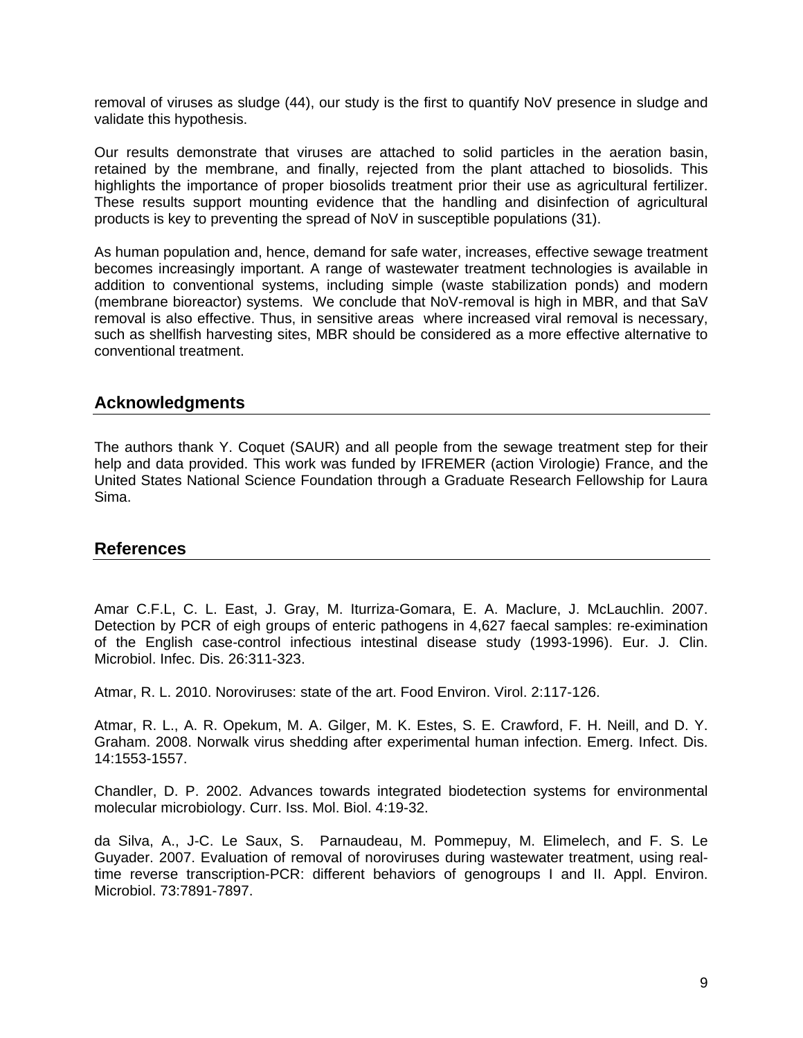removal of viruses as sludge (44), our study is the first to quantify NoV presence in sludge and validate this hypothesis.

Our results demonstrate that viruses are attached to solid particles in the aeration basin, retained by the membrane, and finally, rejected from the plant attached to biosolids. This highlights the importance of proper biosolids treatment prior their use as agricultural fertilizer. These results support mounting evidence that the handling and disinfection of agricultural products is key to preventing the spread of NoV in susceptible populations (31).

As human population and, hence, demand for safe water, increases, effective sewage treatment becomes increasingly important. A range of wastewater treatment technologies is available in addition to conventional systems, including simple (waste stabilization ponds) and modern (membrane bioreactor) systems. We conclude that NoV-removal is high in MBR, and that SaV removal is also effective. Thus, in sensitive areas where increased viral removal is necessary, such as shellfish harvesting sites, MBR should be considered as a more effective alternative to conventional treatment.

## Acknowledgments

The authors thank Y. Coquet (SAUR) and all people from the sewage treatment step for their help and data provided. This work was funded by IFREMER (action Virologie) France, and the United States National Science Foundation through a Graduate Research Fellowship for Laura Sima.

## References

Amar C.F.L, C. L. East, J. Gray, M. Iturriza-Gomara, E. A. Maclure, J. McLauchlin. 2007. Detection by PCR of eigh groups of enteric pathogens in 4,627 faecal samples: re-eximination of the English case-control infectious intestinal disease study (1993-1996). Eur. J. Clin. Microbiol. Infec. Dis. 26:311-323.

Atmar, R. L. 2010. Noroviruses: state of the art. Food Environ. Virol. 2:117-126.

Atmar, R. L., A. R. Opekum, M. A. Gilger, M. K. Estes, S. E. Crawford, F. H. Neill, and D. Y. Graham. 2008. Norwalk virus shedding after experimental human infection. Emerg. Infect. Dis. 14:1553-1557.

Chandler, D. P. 2002. Advances towards integrated biodetection systems for environmental molecular microbiology. Curr. Iss. Mol. Biol. 4:19-32.

da Silva, A., J-C. Le Saux, S. Parnaudeau, M. Pommepuy, M. Elimelech, and F. S. Le Guyader. 2007. Evaluation of removal of noroviruses during wastewater treatment, using real-time reverse transcription-PCR: different behaviors of genogroups I and II. Appl. Environ. Microbiol. 73:7891-7897.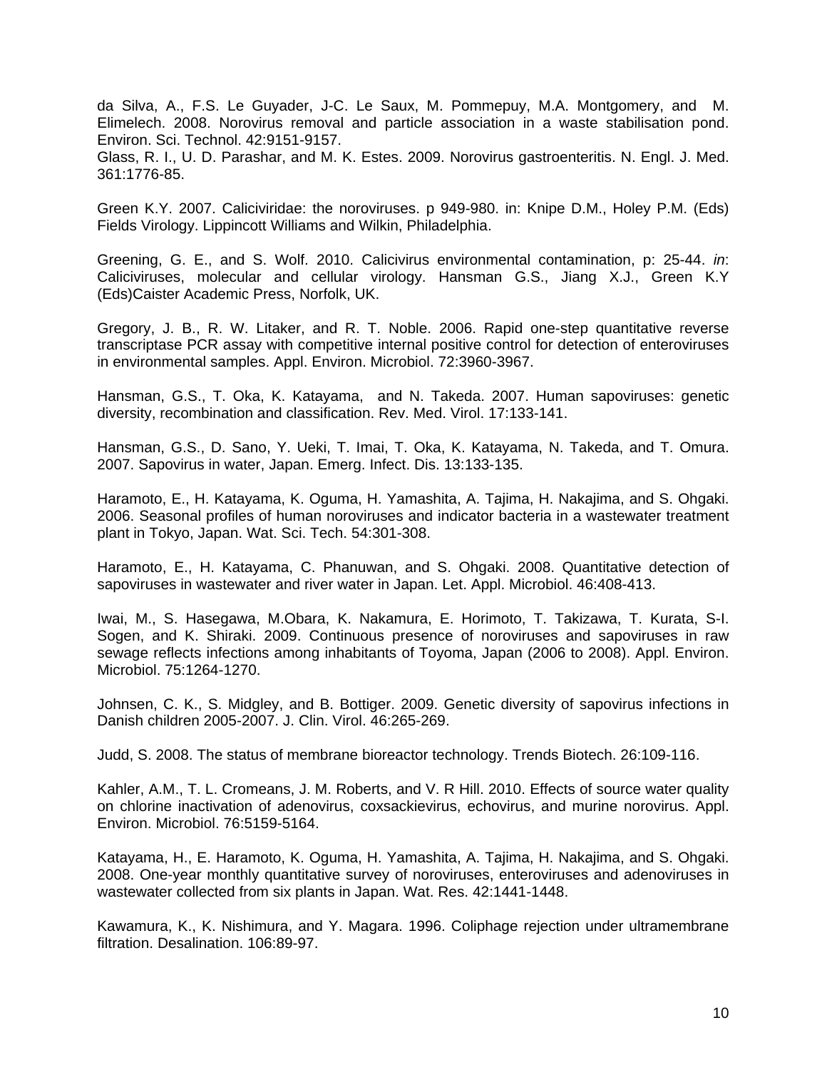da Silva, A., F.S. Le Guyader, J-C. Le Saux, M. Pommepuy, M.A. Montgomery, and M. Elimelech. 2008. Norovirus removal and particle association in a waste stabilisation pond. Environ. Sci. Technol. 42:9151-9157.

Glass, R. I., U. D. Parashar, and M. K. Estes. 2009. Norovirus gastroenteritis. N. Engl. J. Med. 361:1776-85.

Green K.Y. 2007. Caliciviridae: the noroviruses. p 949-980. in: Knipe D.M., Holey P.M. (Eds) Fields Virology. Lippincott Williams and Wilkin, Philadelphia.

Greening, G. E., and S. Wolf. 2010. Calicivirus environmental contamination, p: 25-44. *in*: Caliciviruses, molecular and cellular virology. Hansman G.S., Jiang X.J., Green K.Y (Eds)Caister Academic Press, Norfolk, UK.

Gregory, J. B., R. W. Litaker, and R. T. Noble. 2006. Rapid one-step quantitative reverse transcriptase PCR assay with competitive internal positive control for detection of enteroviruses in environmental samples. Appl. Environ. Microbiol. 72:3960-3967.

Hansman, G.S., T. Oka, K. Katayama, and N. Takeda. 2007. Human sapoviruses: genetic diversity, recombination and classification. Rev. Med. Virol. 17:133-141.

Hansman, G.S., D. Sano, Y. Ueki, T. Imai, T. Oka, K. Katayama, N. Takeda, and T. Omura. 2007. Sapovirus in water, Japan. Emerg. Infect. Dis. 13:133-135.

Haramoto, E., H. Katayama, K. Oguma, H. Yamashita, A. Tajima, H. Nakajima, and S. Ohgaki. 2006. Seasonal profiles of human noroviruses and indicator bacteria in a wastewater treatment plant in Tokyo, Japan. Wat. Sci. Tech. 54:301-308.

Haramoto, E., H. Katayama, C. Phanuwan, and S. Ohgaki. 2008. Quantitative detection of sapoviruses in wastewater and river water in Japan. Let. Appl. Microbiol. 46:408-413.

Iwai, M., S. Hasegawa, M.Obara, K. Nakamura, E. Horimoto, T. Takizawa, T. Kurata, S-I. Sogen, and K. Shiraki. 2009. Continuous presence of noroviruses and sapoviruses in raw sewage reflects infections among inhabitants of Toyoma, Japan (2006 to 2008). Appl. Environ. Microbiol. 75:1264-1270.

Johnsen, C. K., S. Midgley, and B. Bottiger. 2009. Genetic diversity of sapovirus infections in Danish children 2005-2007. J. Clin. Virol. 46:265-269.

Judd, S. 2008. The status of membrane bioreactor technology. Trends Biotech. 26:109-116.

Kahler, A.M., T. L. Cromeans, J. M. Roberts, and V. R Hill. 2010. Effects of source water quality on chlorine inactivation of adenovirus, coxsackievirus, echovirus, and murine norovirus. Appl. Environ. Microbiol. 76:5159-5164.

Katayama, H., E. Haramoto, K. Oguma, H. Yamashita, A. Tajima, H. Nakajima, and S. Ohgaki. 2008. One-year monthly quantitative survey of noroviruses, enteroviruses and adenoviruses in wastewater collected from six plants in Japan. Wat. Res. 42:1441-1448.

Kawamura, K., K. Nishimura, and Y. Magara. 1996. Coliphage rejection under ultramembrane filtration. Desalination. 106:89-97.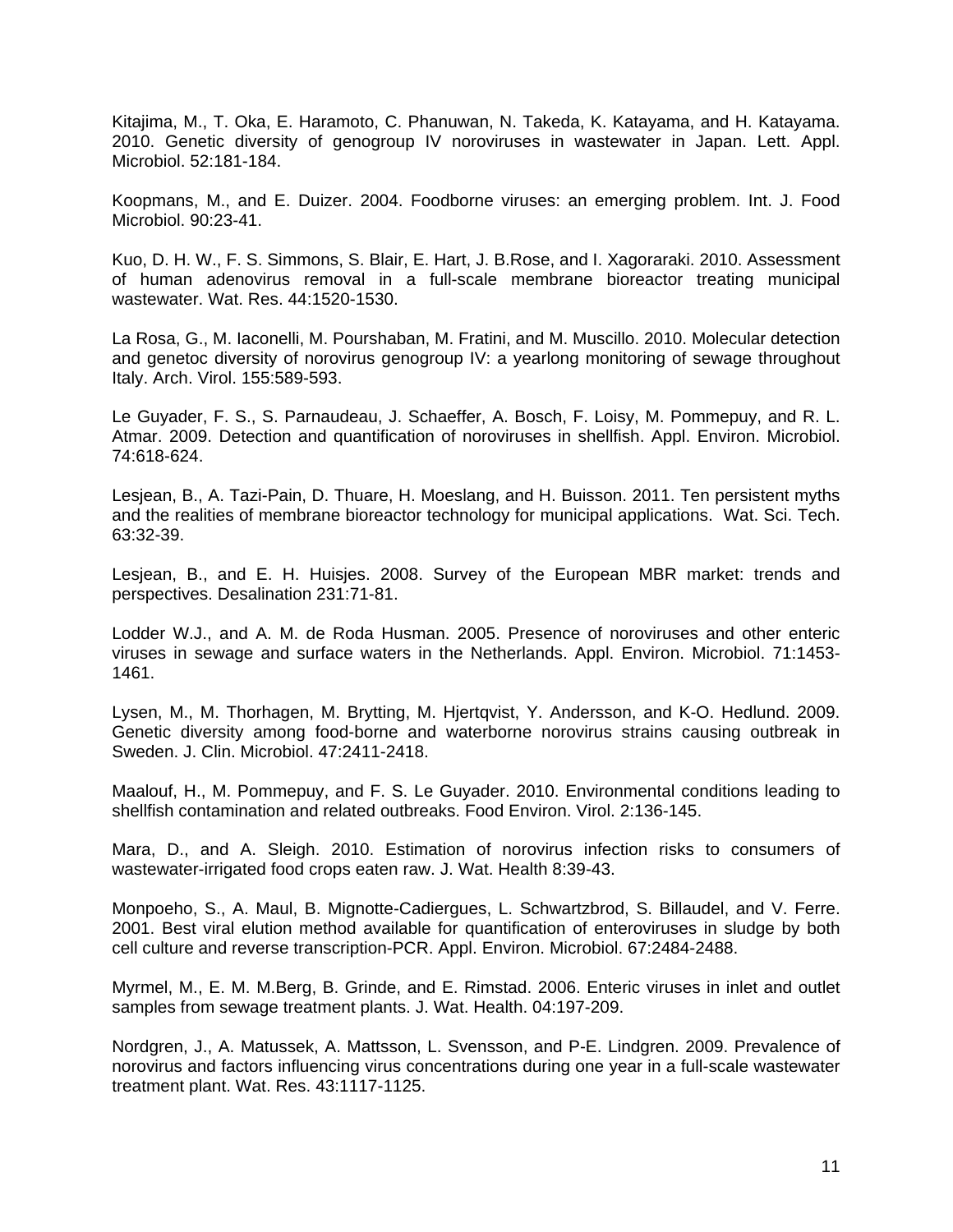Kitajima, M., T. Oka, E. Haramoto, C. Phanuwan, N. Takeda, K. Katayama, and H. Katayama. 2010. Genetic diversity of genogroup IV noroviruses in wastewater in Japan. Lett. Appl. Microbiol. 52:181-184.

Koopmans, M., and E. Duizer. 2004. Foodborne viruses: an emerging problem. Int. J. Food Microbiol. 90:23-41.

Kuo, D. H. W., F. S. Simmons, S. Blair, E. Hart, J. B.Rose, and I. Xagoraraki. 2010. Assessment of human adenovirus removal in a full-scale membrane bioreactor treating municipal wastewater. Wat. Res. 44:1520-1530.

La Rosa, G., M. Iaconelli, M. Pourshaban, M. Fratini, and M. Muscillo. 2010. Molecular detection and genetoc diversity of norovirus genogroup IV: a yearlong monitoring of sewage throughout Italy. Arch. Virol. 155:589-593.

Le Guyader, F. S., S. Parnaudeau, J. Schaeffer, A. Bosch, F. Loisy, M. Pommepuy, and R. L. Atmar. 2009. Detection and quantification of noroviruses in shellfish. Appl. Environ. Microbiol. 74:618-624.

Lesjean, B., A. Tazi-Pain, D. Thuare, H. Moeslang, and H. Buisson. 2011. Ten persistent myths and the realities of membrane bioreactor technology for municipal applications. Wat. Sci. Tech. 63:32-39.

Lesjean, B., and E. H. Huisjes. 2008. Survey of the European MBR market: trends and perspectives. Desalination 231:71-81.

Lodder W.J., and A. M. de Roda Husman. 2005. Presence of noroviruses and other enteric viruses in sewage and surface waters in the Netherlands. Appl. Environ. Microbiol. 71:1453-1461.

Lysen, M., M. Thorhagen, M. Brytting, M. Hjertqvist, Y. Andersson, and K-O. Hedlund. 2009. Genetic diversity among food-borne and waterborne norovirus strains causing outbreak in Sweden. J. Clin. Microbiol. 47:2411-2418.

Maalouf, H., M. Pommepuy, and F. S. Le Guyader. 2010. Environmental conditions leading to shellfish contamination and related outbreaks. Food Environ. Virol. 2:136-145.

Mara, D., and A. Sleigh. 2010. Estimation of norovirus infection risks to consumers of wastewater-irrigated food crops eaten raw. J. Wat. Health 8:39-43.

Monpoeho, S., A. Maul, B. Mignotte-Cadiergues, L. Schwartzbrod, S. Billaudel, and V. Ferre. 2001. Best viral elution method available for quantification of enteroviruses in sludge by both cell culture and reverse transcription-PCR. Appl. Environ. Microbiol. 67:2484-2488.

Myrmel, M., E. M. M.Berg, B. Grinde, and E. Rimstad. 2006. Enteric viruses in inlet and outlet samples from sewage treatment plants. J. Wat. Health. 04:197-209.

Nordgren, J., A. Matussek, A. Mattsson, L. Svensson, and P-E. Lindgren. 2009. Prevalence of norovirus and factors influencing virus concentrations during one year in a full-scale wastewater treatment plant. Wat. Res. 43:1117-1125.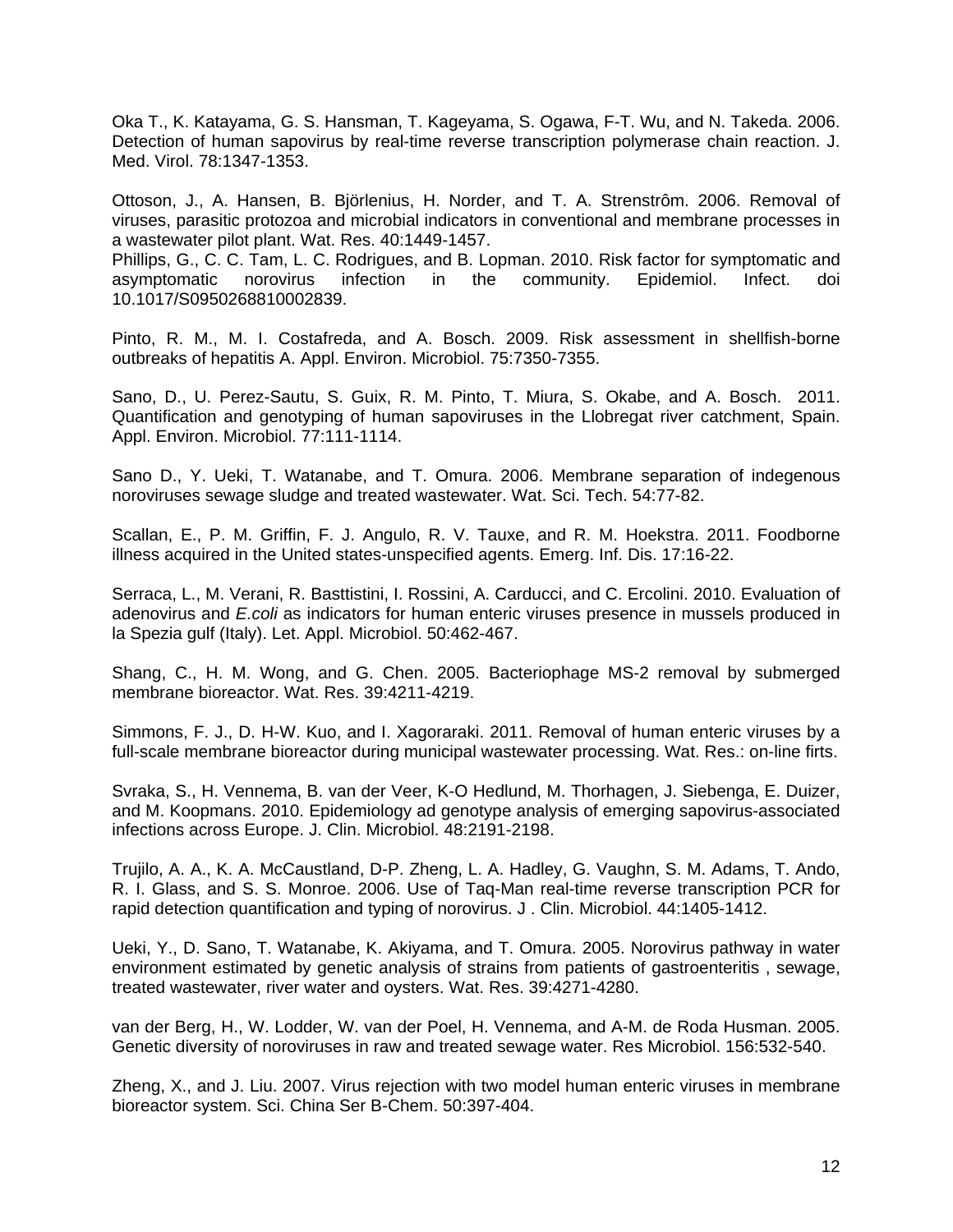Oka T., K. Katayama, G. S. Hansman, T. Kageyama, S. Ogawa, F-T. Wu, and N. Takeda. 2006. Detection of human sapovirus by real-time reverse transcription polymerase chain reaction. J. Med. Virol. 78:1347-1353.

Ottoson, J., A. Hansen, B. Björlenius, H. Norder, and T. A. Strenstrôm. 2006. Removal of viruses, parasitic protozoa and microbial indicators in conventional and membrane processes in a wastewater pilot plant. Wat. Res. 40:1449-1457.

Phillips, G., C. C. Tam, L. C. Rodrigues, and B. Lopman. 2010. Risk factor for symptomatic and asymptomatic norovirus infection in the community. Epidemiol. Infect. doi 10.1017/S0950268810002839.

Pinto, R. M., M. I. Costafreda, and A. Bosch. 2009. Risk assessment in shellfish-borne outbreaks of hepatitis A. Appl. Environ. Microbiol. 75:7350-7355.

Sano, D., U. Perez-Sautu, S. Guix, R. M. Pinto, T. Miura, S. Okabe, and A. Bosch. 2011. Quantification and genotyping of human sapoviruses in the Llobregat river catchment, Spain. Appl. Environ. Microbiol. 77:111-1114.

Sano D., Y. Ueki, T. Watanabe, and T. Omura. 2006. Membrane separation of indegenous noroviruses sewage sludge and treated wastewater. Wat. Sci. Tech. 54:77-82.

Scallan, E., P. M. Griffin, F. J. Angulo, R. V. Tauxe, and R. M. Hoekstra. 2011. Foodborne illness acquired in the United states-unspecified agents. Emerg. Inf. Dis. 17:16-22.

Serraca, L., M. Verani, R. Basttistini, I. Rossini, A. Carducci, and C. Ercolini. 2010. Evaluation of adenovirus and *E.coli* as indicators for human enteric viruses presence in mussels produced in la Spezia gulf (Italy). Let. Appl. Microbiol. 50:462-467.

Shang, C., H. M. Wong, and G. Chen. 2005. Bacteriophage MS-2 removal by submerged membrane bioreactor. Wat. Res. 39:4211-4219.

Simmons, F. J., D. H-W. Kuo, and I. Xagoraraki. 2011. Removal of human enteric viruses by a full-scale membrane bioreactor during municipal wastewater processing. Wat. Res.: on-line firts.

Svraka, S., H. Vennema, B. van der Veer, K-O Hedlund, M. Thorhagen, J. Siebenga, E. Duizer, and M. Koopmans. 2010. Epidemiology ad genotype analysis of emerging sapovirus-associated infections across Europe. J. Clin. Microbiol. 48:2191-2198.

Trujilo, A. A., K. A. McCaustland, D-P. Zheng, L. A. Hadley, G. Vaughn, S. M. Adams, T. Ando, R. I. Glass, and S. S. Monroe. 2006. Use of Taq-Man real-time reverse transcription PCR for rapid detection quantification and typing of norovirus. J . Clin. Microbiol. 44:1405-1412.

Ueki, Y., D. Sano, T. Watanabe, K. Akiyama, and T. Omura. 2005. Norovirus pathway in water environment estimated by genetic analysis of strains from patients of gastroenteritis , sewage, treated wastewater, river water and oysters. Wat. Res. 39:4271-4280.

van der Berg, H., W. Lodder, W. van der Poel, H. Vennema, and A-M. de Roda Husman. 2005. Genetic diversity of noroviruses in raw and treated sewage water. Res Microbiol. 156:532-540.

Zheng, X., and J. Liu. 2007. Virus rejection with two model human enteric viruses in membrane bioreactor system. Sci. China Ser B-Chem. 50:397-404.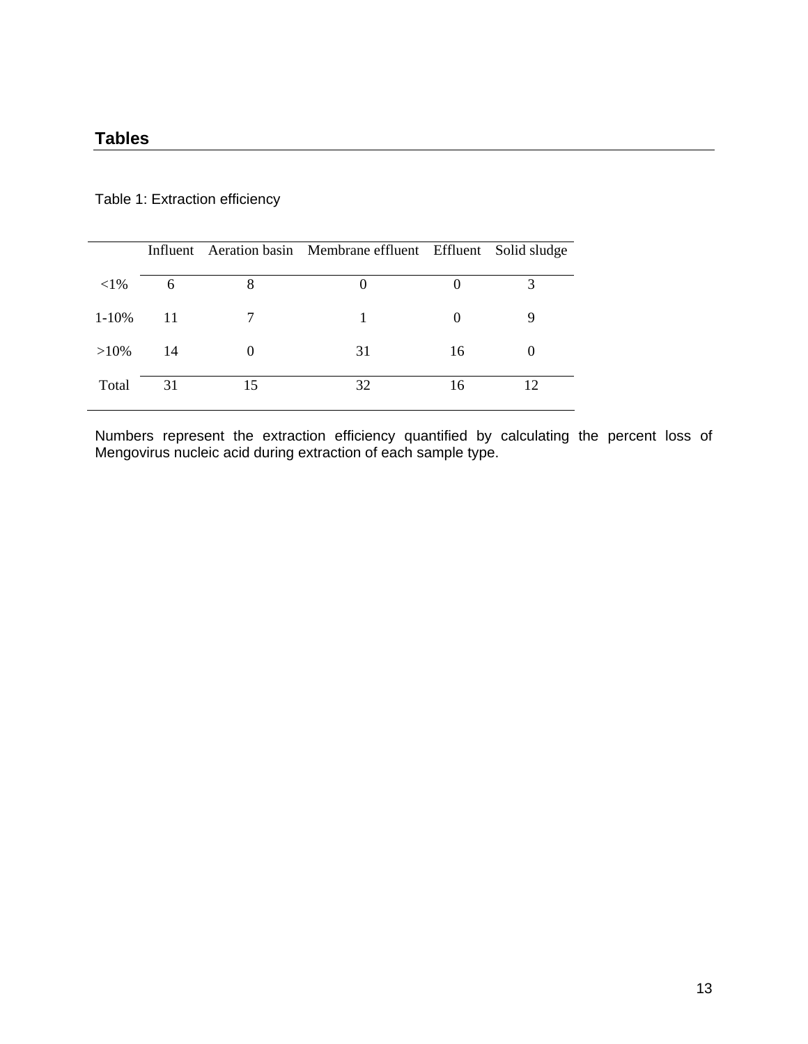## Tables

Table 1: Extraction efficiency

| | Influent | Aeration basin | Membrane effluent | Effluent | Solid sludge |
|---|---|---|---|---|---|
| <1% | 6 | 8 | 0 | 0 | 3 |
| 1-10% | 11 | 7 | 1 | 0 | 9 |
| >10% | 14 | 0 | 31 | 16 | 0 |
| Total | 31 | 15 | 32 | 16 | 12 |

Numbers represent the extraction efficiency quantified by calculating the percent loss of Mengovirus nucleic acid during extraction of each sample type.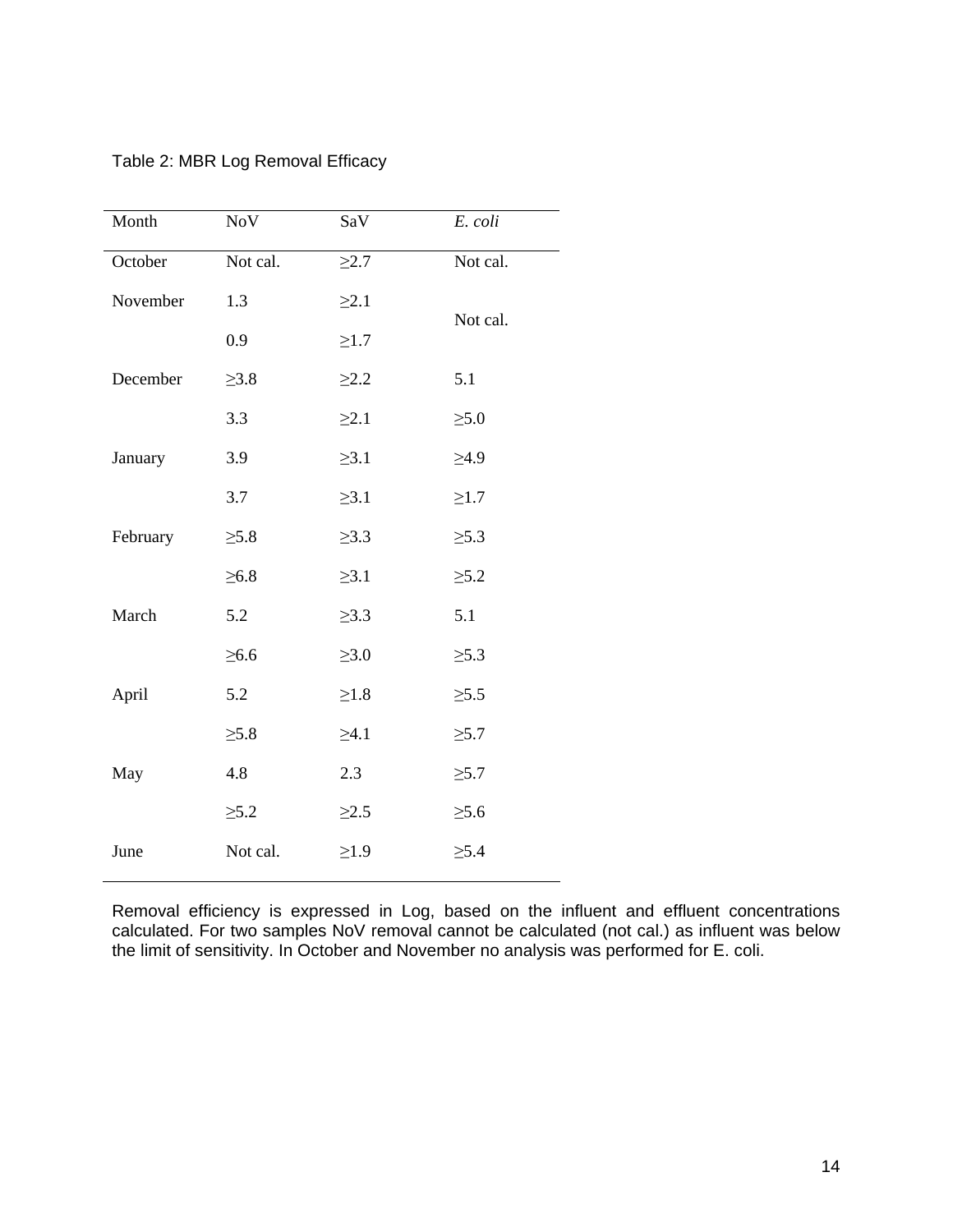Table 2: MBR Log Removal Efficacy

| Month | NoV | SaV | *E. coli* |
|---|---|---|---|
| October | Not cal. | ≥2.7 | Not cal. |
| November | 1.3 | ≥2.1 | Not cal. |
| | 0.9 | ≥1.7 | |
| December | ≥3.8 | ≥2.2 | 5.1 |
| | 3.3 | ≥2.1 | ≥5.0 |
| January | 3.9 | ≥3.1 | ≥4.9 |
| | 3.7 | ≥3.1 | ≥1.7 |
| February | ≥5.8 | ≥3.3 | ≥5.3 |
| | ≥6.8 | ≥3.1 | ≥5.2 |
| March | 5.2 | ≥3.3 | 5.1 |
| | ≥6.6 | ≥3.0 | ≥5.3 |
| April | 5.2 | ≥1.8 | ≥5.5 |
| | ≥5.8 | ≥4.1 | ≥5.7 |
| May | 4.8 | 2.3 | ≥5.7 |
| | ≥5.2 | ≥2.5 | ≥5.6 |
| June | Not cal. | ≥1.9 | ≥5.4 |

Removal efficiency is expressed in Log, based on the influent and effluent concentrations calculated. For two samples NoV removal cannot be calculated (not cal.) as influent was below the limit of sensitivity. In October and November no analysis was performed for E. coli.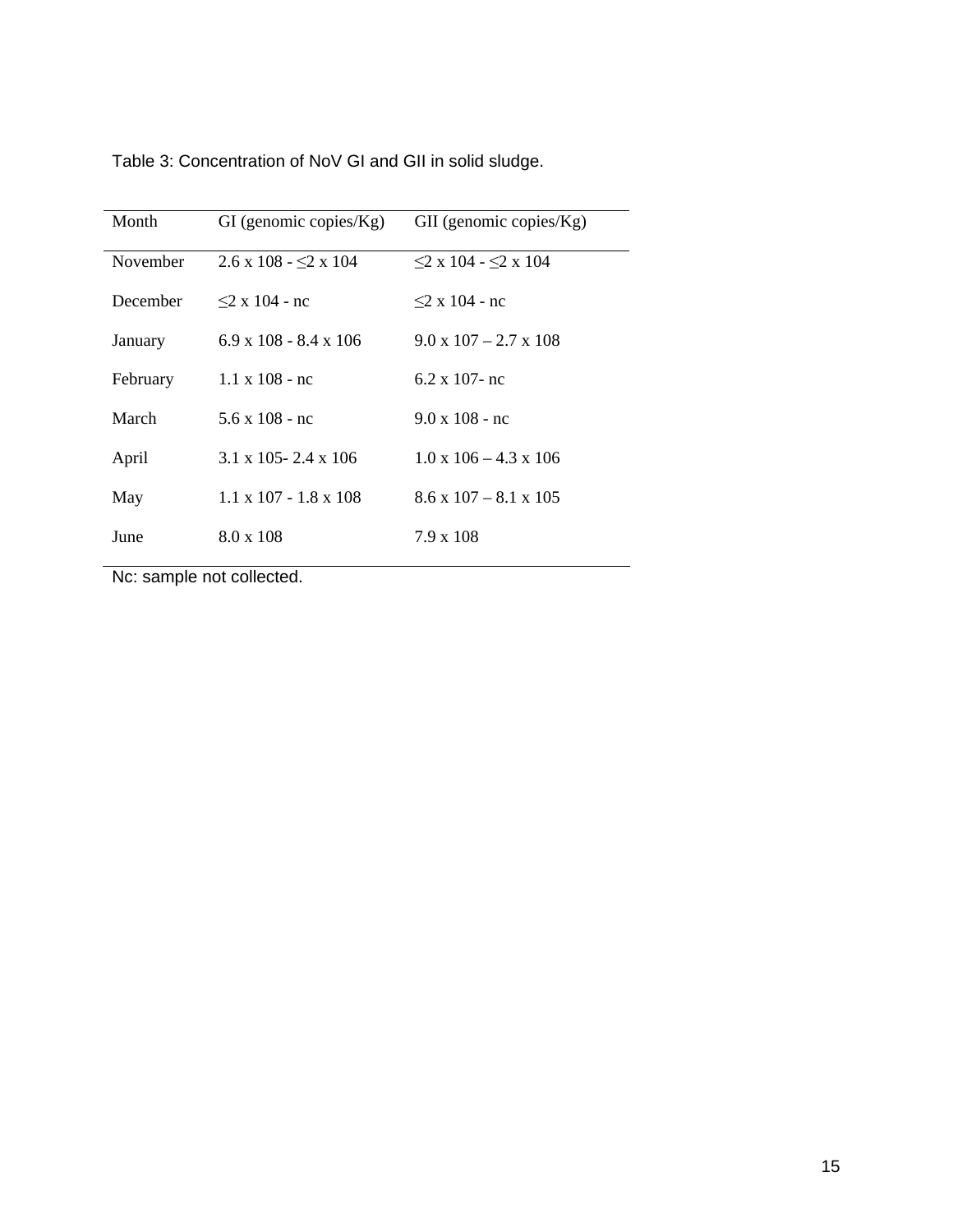Table 3: Concentration of NoV GI and GII in solid sludge.

| Month | GI (genomic copies/Kg) | GII (genomic copies/Kg) |
|---|---|---|
| November | $2.6 \times 10^8$ - $\leq 2 \times 10^4$ | $\leq 2 \times 10^4$ - $\leq 2 \times 10^4$ |
| December | $\leq 2 \times 10^4$ - nc | $\leq 2 \times 10^4$ - nc |
| January | $6.9 \times 10^8$ - $8.4 \times 10^6$ | $9.0 \times 10^7$ – $2.7 \times 10^8$ |
| February | $1.1 \times 10^8$ - nc | $6.2 \times 10^7$- nc |
| March | $5.6 \times 10^8$ - nc | $9.0 \times 10^8$ - nc |
| April | $3.1 \times 10^5$- $2.4 \times 10^6$ | $1.0 \times 10^6$ – $4.3 \times 10^6$ |
| May | $1.1 \times 10^7$ - $1.8 \times 10^8$ | $8.6 \times 10^7$ – $8.1 \times 10^5$ |
| June | $8.0 \times 10^8$ | $7.9 \times 10^8$ |

Nc: sample not collected.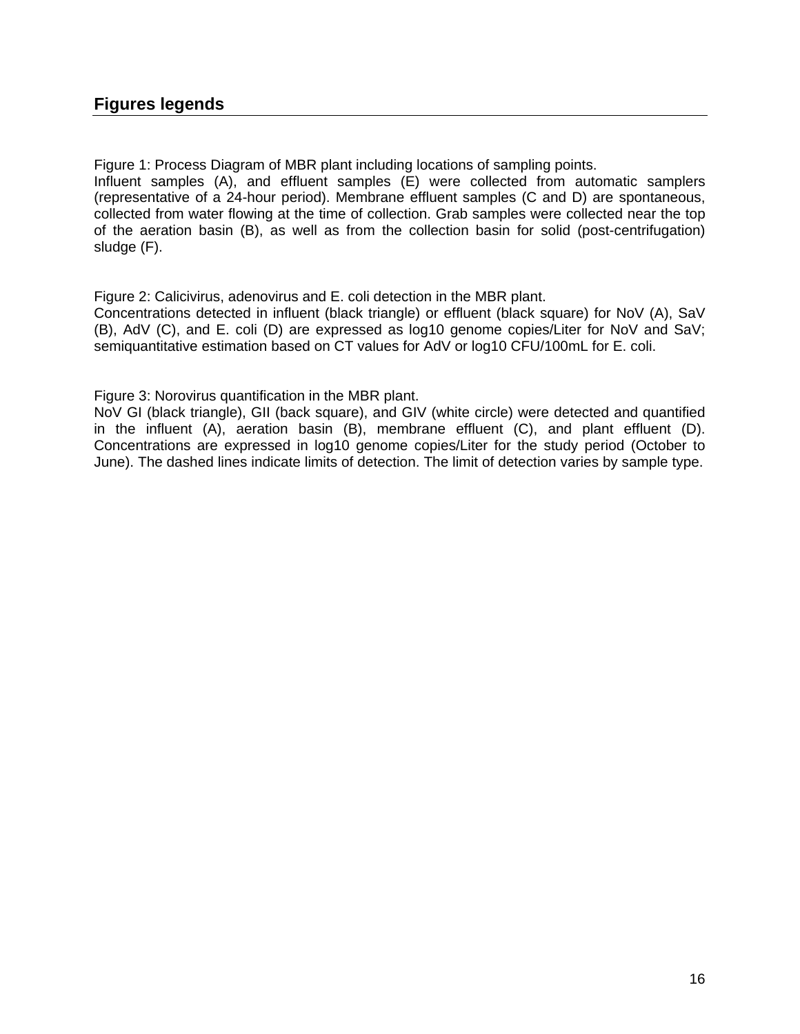## Figures legends

Figure 1: Process Diagram of MBR plant including locations of sampling points.
Influent samples (A), and effluent samples (E) were collected from automatic samplers (representative of a 24-hour period). Membrane effluent samples (C and D) are spontaneous, collected from water flowing at the time of collection. Grab samples were collected near the top of the aeration basin (B), as well as from the collection basin for solid (post-centrifugation) sludge (F).

Figure 2: Calicivirus, adenovirus and E. coli detection in the MBR plant.
Concentrations detected in influent (black triangle) or effluent (black square) for NoV (A), SaV (B), AdV (C), and E. coli (D) are expressed as log10 genome copies/Liter for NoV and SaV; semiquantitative estimation based on CT values for AdV or log10 CFU/100mL for E. coli.

Figure 3: Norovirus quantification in the MBR plant.
NoV GI (black triangle), GII (back square), and GIV (white circle) were detected and quantified in the influent (A), aeration basin (B), membrane effluent (C), and plant effluent (D). Concentrations are expressed in log10 genome copies/Liter for the study period (October to June). The dashed lines indicate limits of detection. The limit of detection varies by sample type.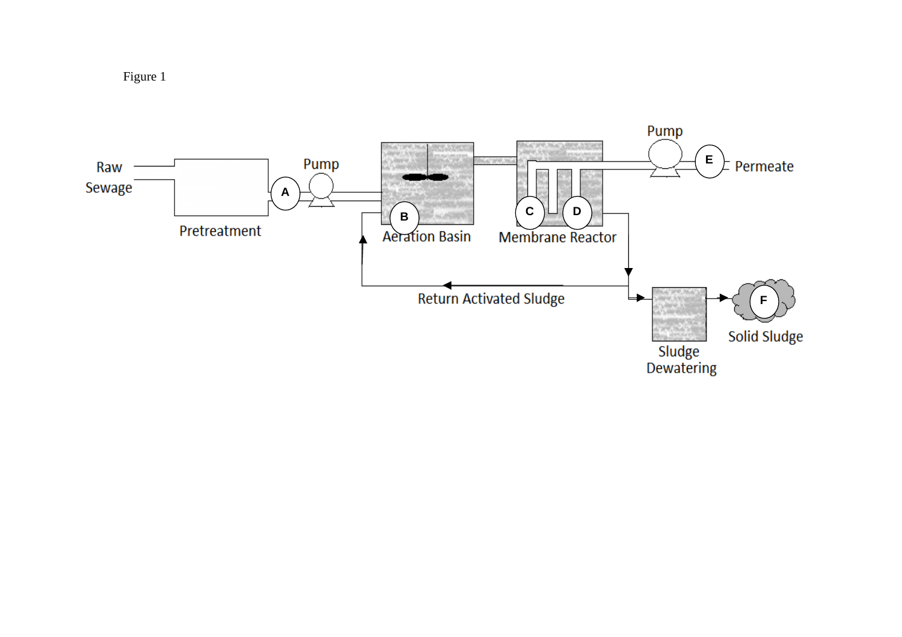Figure 1

Raw Sewage

Pretreatment

A

Pump

B

Aeration Basin

C

D

Membrane Reactor

Pump

E

Permeate

Return Activated Sludge

Sludge Dewatering

F

Solid Sludge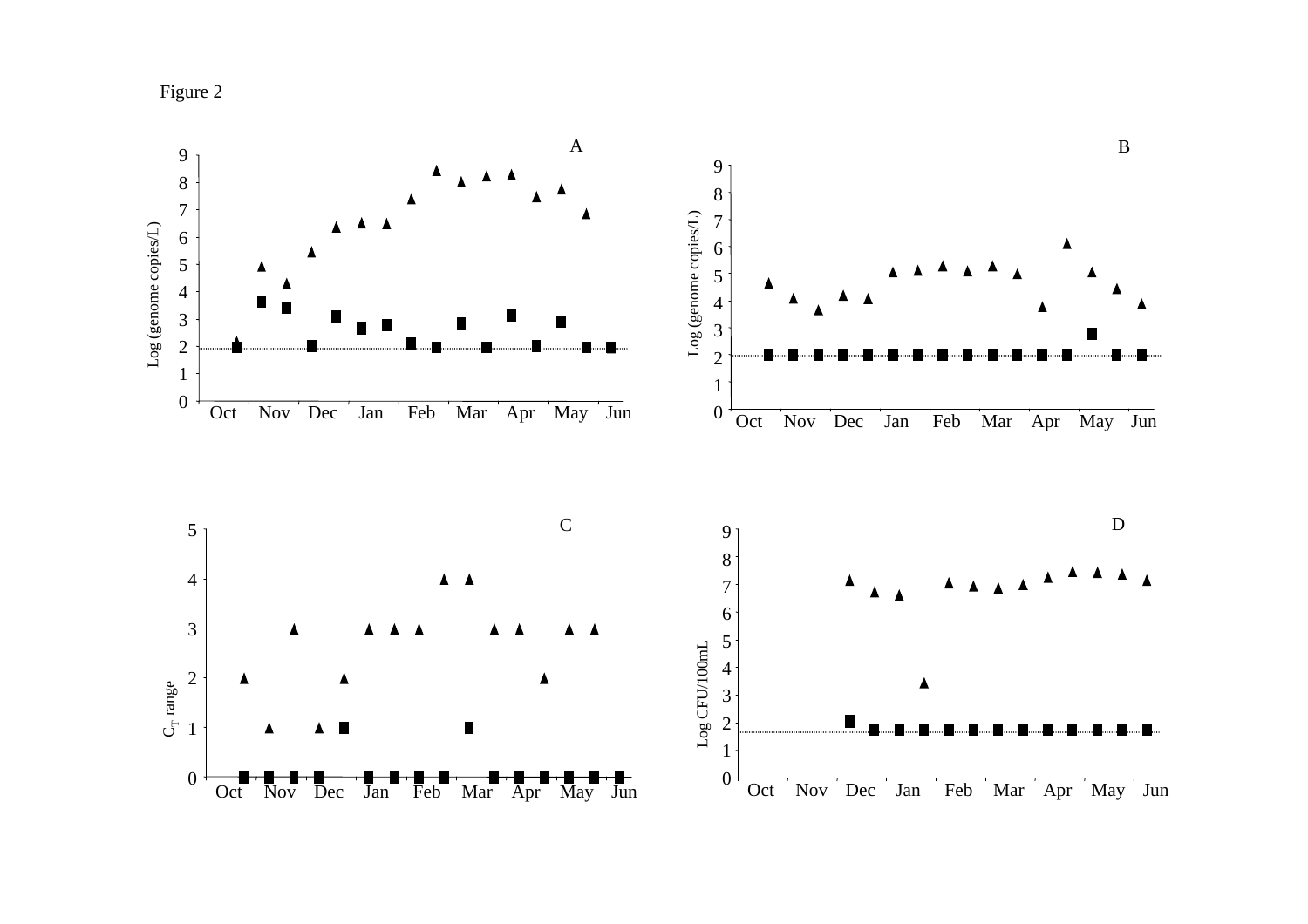Figure 2

A

| 9 |
|---|

Log (genome copies/L)

Oct Nov Dec Jan Feb Mar Apr May Jun

B

Log (genome copies/L)

Oct Nov Dec Jan Feb Mar Apr May Jun

C

$C_T$ range

Oct Nov Dec Jan Feb Mar Apr May Jun

D

Log CFU/100mL

Oct Nov Dec Jan Feb Mar Apr May Jun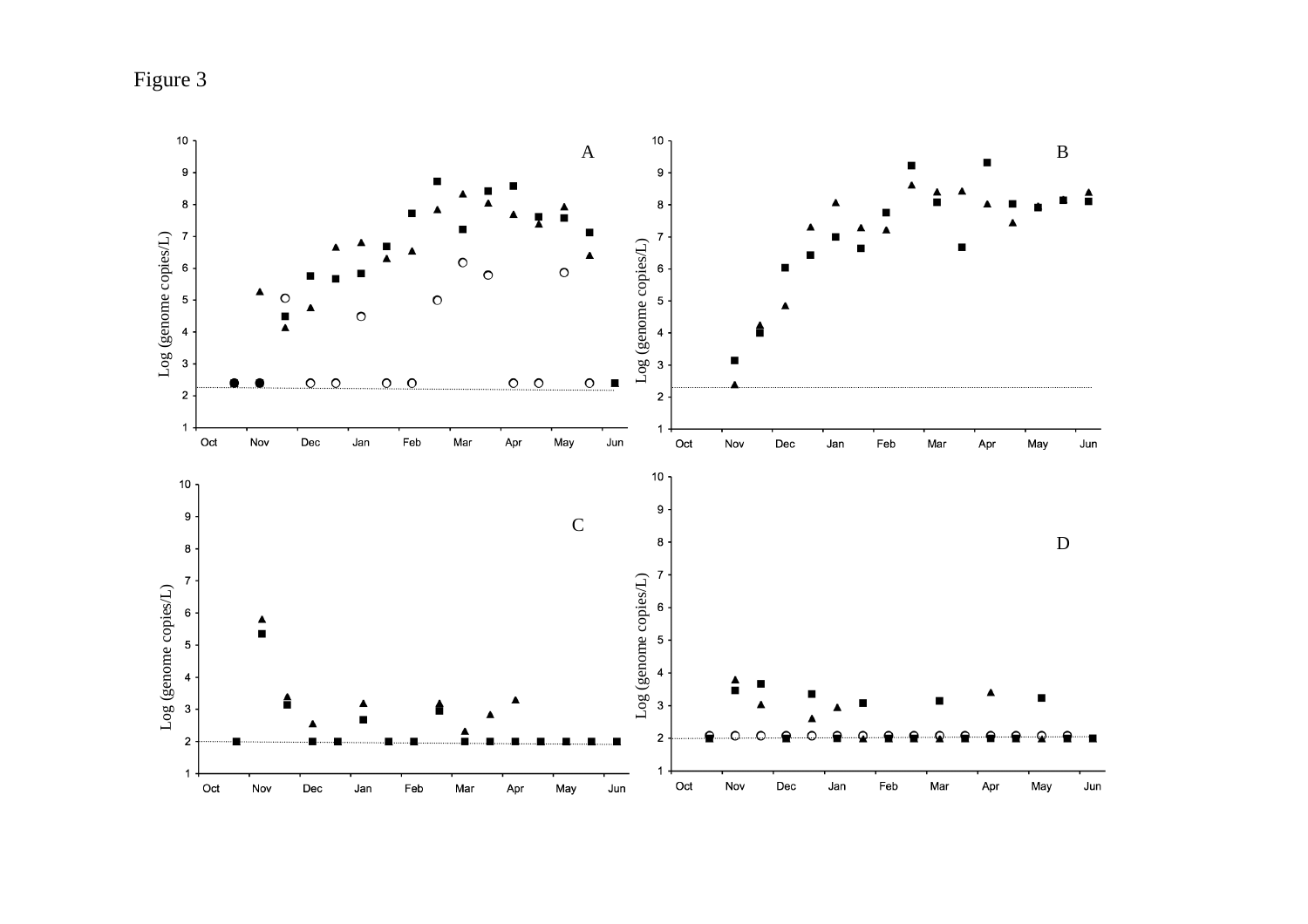Figure 3

A

Log (genome copies/L)

10
9
8
7
6
5
4
3
2
1

Oct Nov Dec Jan Feb Mar Apr May Jun

B

Log (genome copies/L)

10
9
8
7
6
5
4
3
2
1

Oct Nov Dec Jan Feb Mar Apr May Jun

C

Log (genome copies/L)

10
9
8
7
6
5
4
3
2
1

Oct Nov Dec Jan Feb Mar Apr May Jun

D

Log (genome copies/L)

10
9
8
7
6
5
4
3
2
1

Oct Nov Dec Jan Feb Mar Apr May Jun